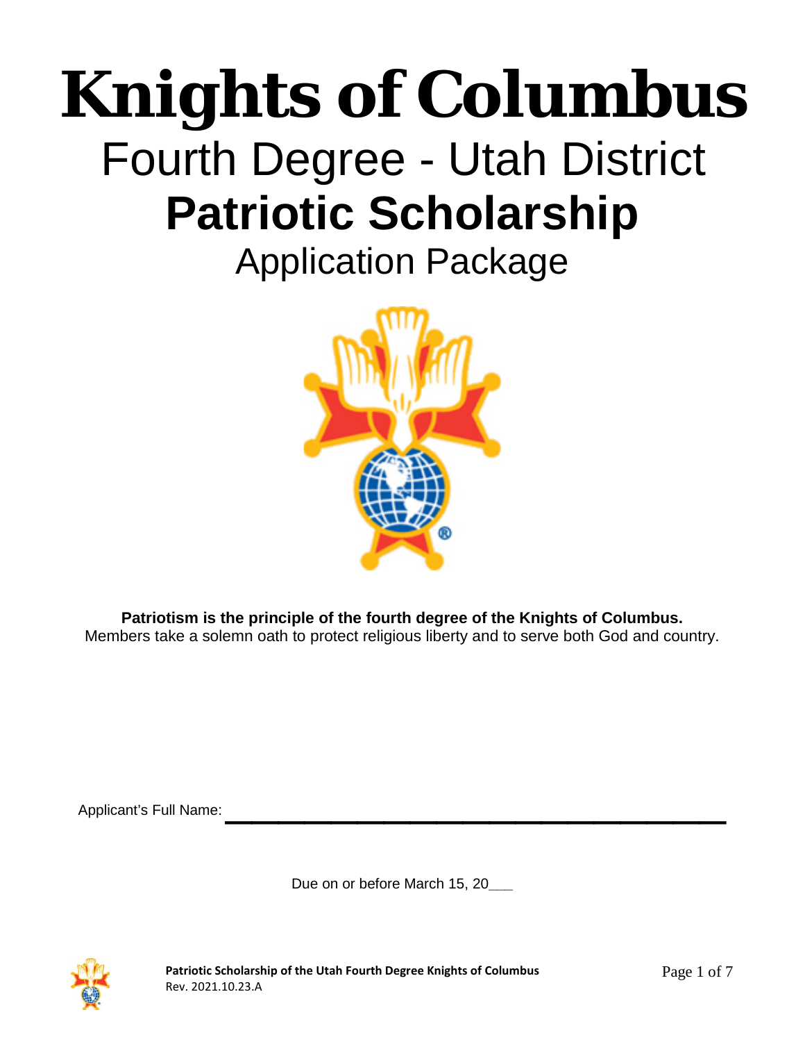# Knights of Columbus

## Fourth Degree - Utah District

# Patriotic Scholarship

## Application Package

**Patriotism is the principle of the fourth degree of the Knights of Columbus.**
Members take a solemn oath to protect religious liberty and to serve both God and country.

Applicant's Full Name: ______________________________________

Due on or before March 15, 20___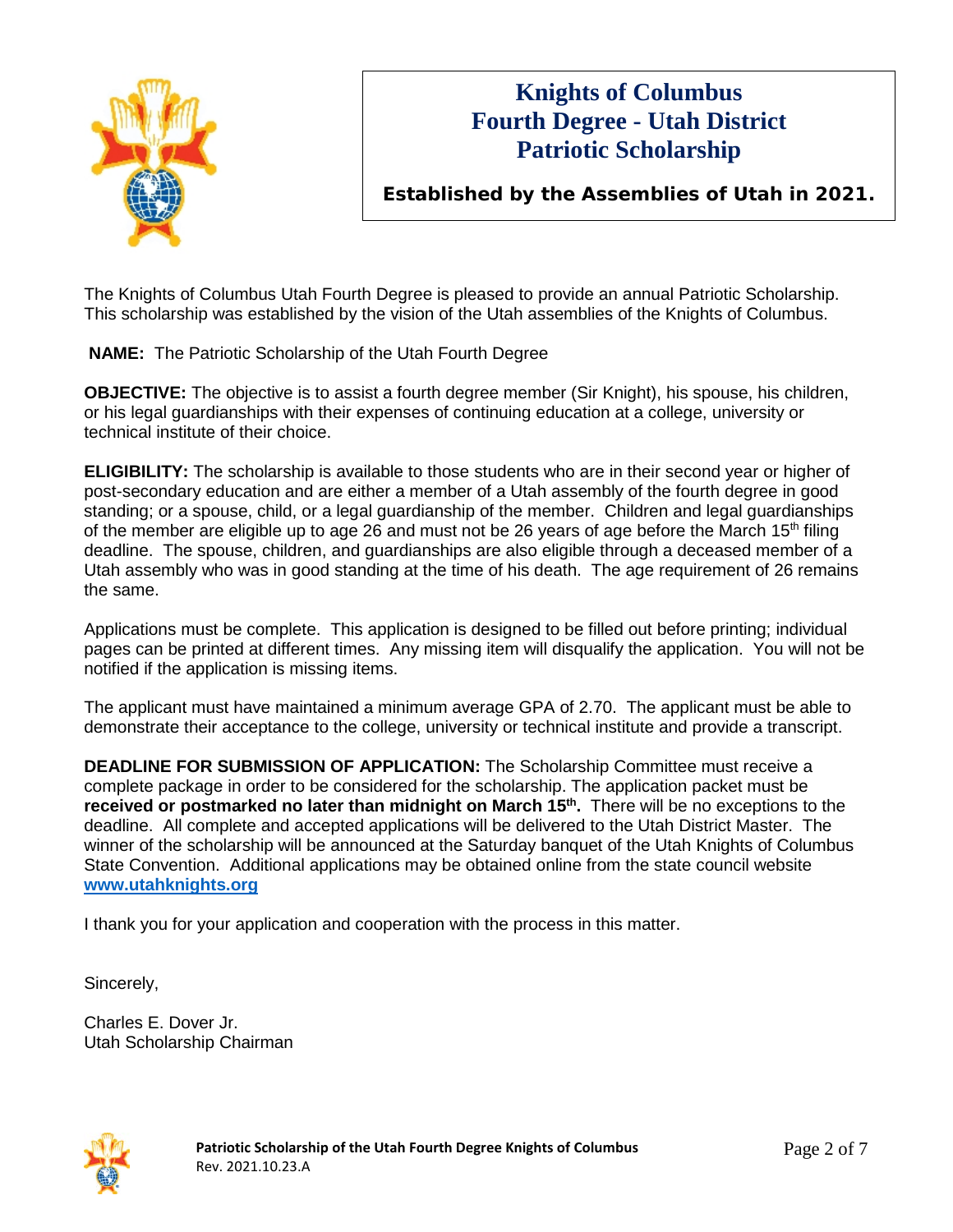# Knights of Columbus
# Fourth Degree - Utah District
# Patriotic Scholarship

**Established by the Assemblies of Utah in 2021.**

The Knights of Columbus Utah Fourth Degree is pleased to provide an annual Patriotic Scholarship. This scholarship was established by the vision of the Utah assemblies of the Knights of Columbus.

**NAME:** The Patriotic Scholarship of the Utah Fourth Degree

**OBJECTIVE:** The objective is to assist a fourth degree member (Sir Knight), his spouse, his children, or his legal guardianships with their expenses of continuing education at a college, university or technical institute of their choice.

**ELIGIBILITY:** The scholarship is available to those students who are in their second year or higher of post-secondary education and are either a member of a Utah assembly of the fourth degree in good standing; or a spouse, child, or a legal guardianship of the member. Children and legal guardianships of the member are eligible up to age 26 and must not be 26 years of age before the March 15th filing deadline. The spouse, children, and guardianships are also eligible through a deceased member of a Utah assembly who was in good standing at the time of his death. The age requirement of 26 remains the same.

Applications must be complete. This application is designed to be filled out before printing; individual pages can be printed at different times. Any missing item will disqualify the application. You will not be notified if the application is missing items.

The applicant must have maintained a minimum average GPA of 2.70. The applicant must be able to demonstrate their acceptance to the college, university or technical institute and provide a transcript.

**DEADLINE FOR SUBMISSION OF APPLICATION:** The Scholarship Committee must receive a complete package in order to be considered for the scholarship. The application packet must be **received or postmarked no later than midnight on March 15th.** There will be no exceptions to the deadline. All complete and accepted applications will be delivered to the Utah District Master. The winner of the scholarship will be announced at the Saturday banquet of the Utah Knights of Columbus State Convention. Additional applications may be obtained online from the state council website **[www.utahknights.org](http://www.utahknights.org)**

I thank you for your application and cooperation with the process in this matter.

Sincerely,

Charles E. Dover Jr.
Utah Scholarship Chairman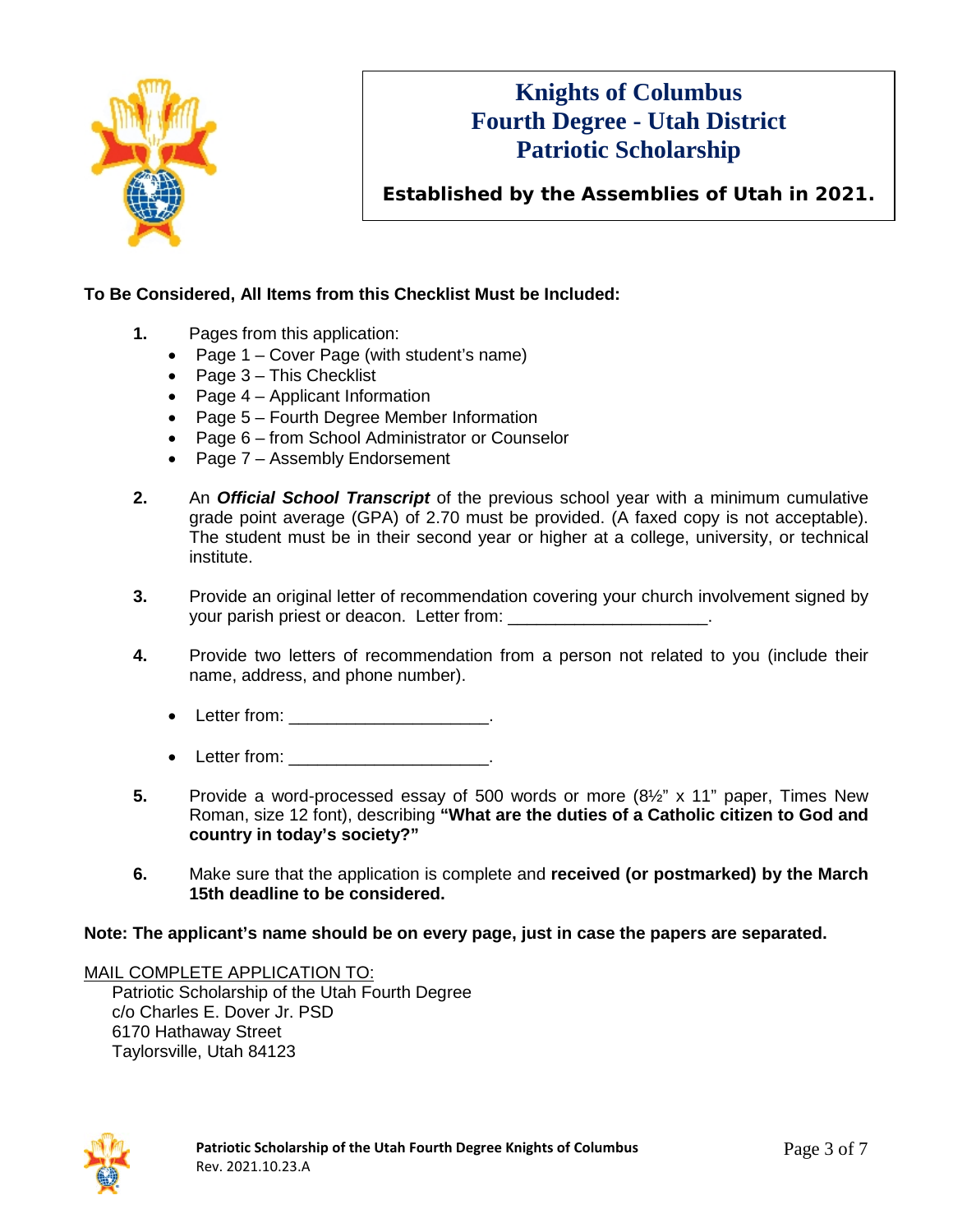# Knights of Columbus
# Fourth Degree - Utah District
# Patriotic Scholarship

**Established by the Assemblies of Utah in 2021.**

**To Be Considered, All Items from this Checklist Must be Included:**

**1.** Pages from this application:
- Page 1 – Cover Page (with student's name)
- Page 3 – This Checklist
- Page 4 – Applicant Information
- Page 5 – Fourth Degree Member Information
- Page 6 – from School Administrator or Counselor
- Page 7 – Assembly Endorsement

**2.** An ***Official School Transcript*** of the previous school year with a minimum cumulative grade point average (GPA) of 2.70 must be provided. (A faxed copy is not acceptable). The student must be in their second year or higher at a college, university, or technical institute.

**3.** Provide an original letter of recommendation covering your church involvement signed by your parish priest or deacon. Letter from: _____________________.

**4.** Provide two letters of recommendation from a person not related to you (include their name, address, and phone number).
- Letter from: _____________________.
- Letter from: _____________________.

**5.** Provide a word-processed essay of 500 words or more (8½" x 11" paper, Times New Roman, size 12 font), describing **"What are the duties of a Catholic citizen to God and country in today's society?"**

**6.** Make sure that the application is complete and **received (or postmarked) by the March 15th deadline to be considered.**

**Note: The applicant's name should be on every page, just in case the papers are separated.**

MAIL COMPLETE APPLICATION TO:

Patriotic Scholarship of the Utah Fourth Degree
c/o Charles E. Dover Jr. PSD
6170 Hathaway Street
Taylorsville, Utah 84123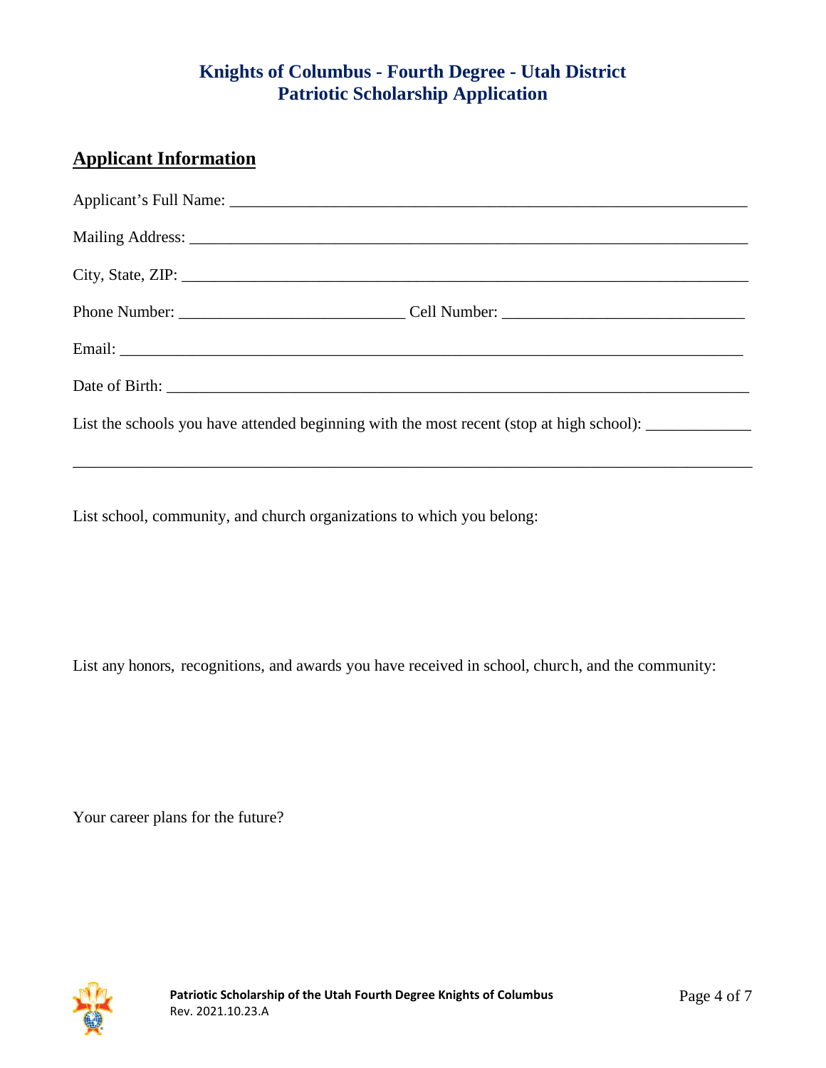**Knights of Columbus - Fourth Degree - Utah District**
**Patriotic Scholarship Application**

## Applicant Information

Applicant's Full Name: ______________________________________________________________

Mailing Address: __________________________________________________________________

City, State, ZIP: ___________________________________________________________________

Phone Number: ___________________________ Cell Number: _____________________________

Email: ___________________________________________________________________________

Date of Birth: ______________________________________________________________________

List the schools you have attended beginning with the most recent (stop at high school): ____________

_________________________________________________________________________________

List school, community, and church organizations to which you belong:

List any honors, recognitions, and awards you have received in school, church, and the community:

Your career plans for the future?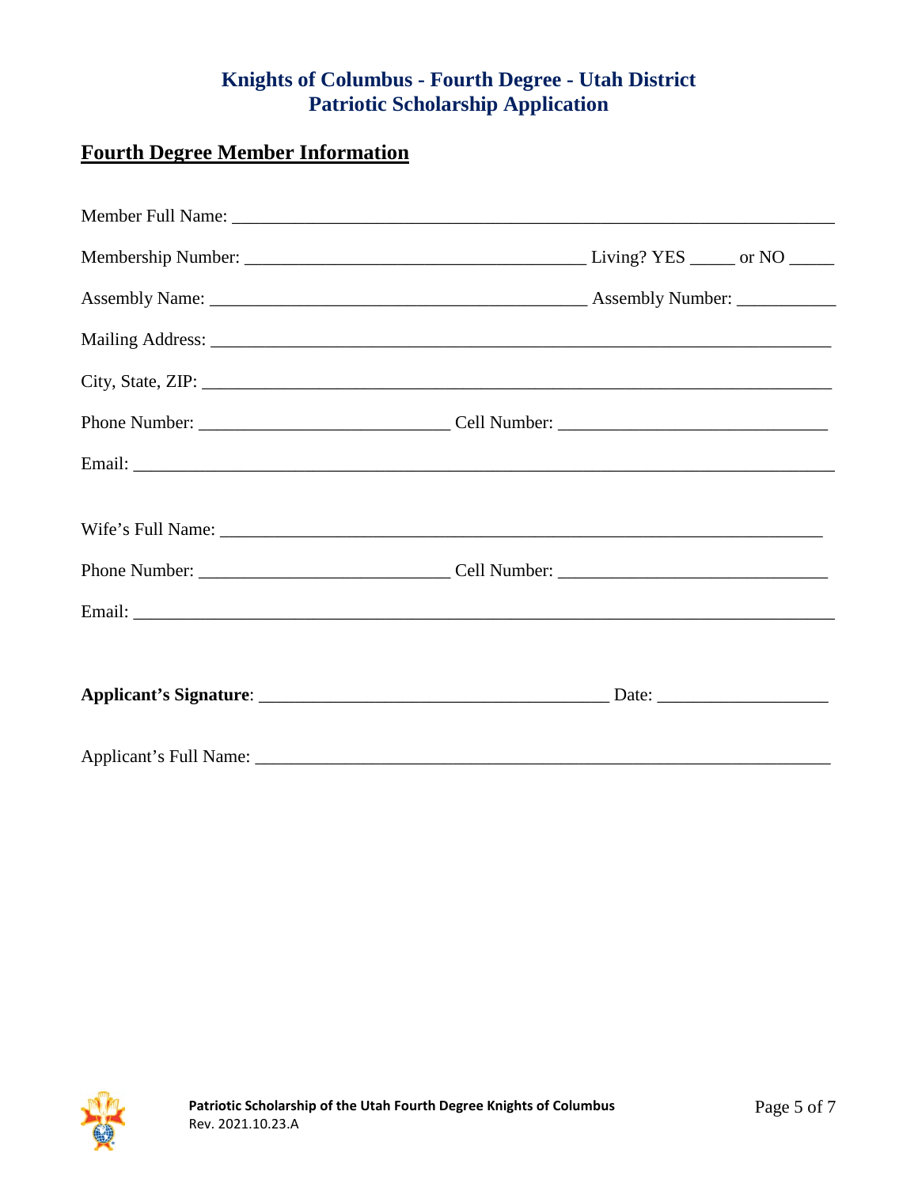# Knights of Columbus - Fourth Degree - Utah District
# Patriotic Scholarship Application

## Fourth Degree Member Information

Member Full Name: ______________________________________________________________

Membership Number: ___________________________________ Living? YES _____ or NO _____

Assembly Name: ________________________________________ Assembly Number: ___________

Mailing Address: _______________________________________________________________

City, State, ZIP: _______________________________________________________________

Phone Number: ___________________________ Cell Number: _____________________________

Email: ______________________________________________________________________

Wife's Full Name: ______________________________________________________________

Phone Number: ___________________________ Cell Number: _____________________________

Email: ______________________________________________________________________

**Applicant's Signature**: ______________________________________ Date: __________________

Applicant's Full Name: _________________________________________________________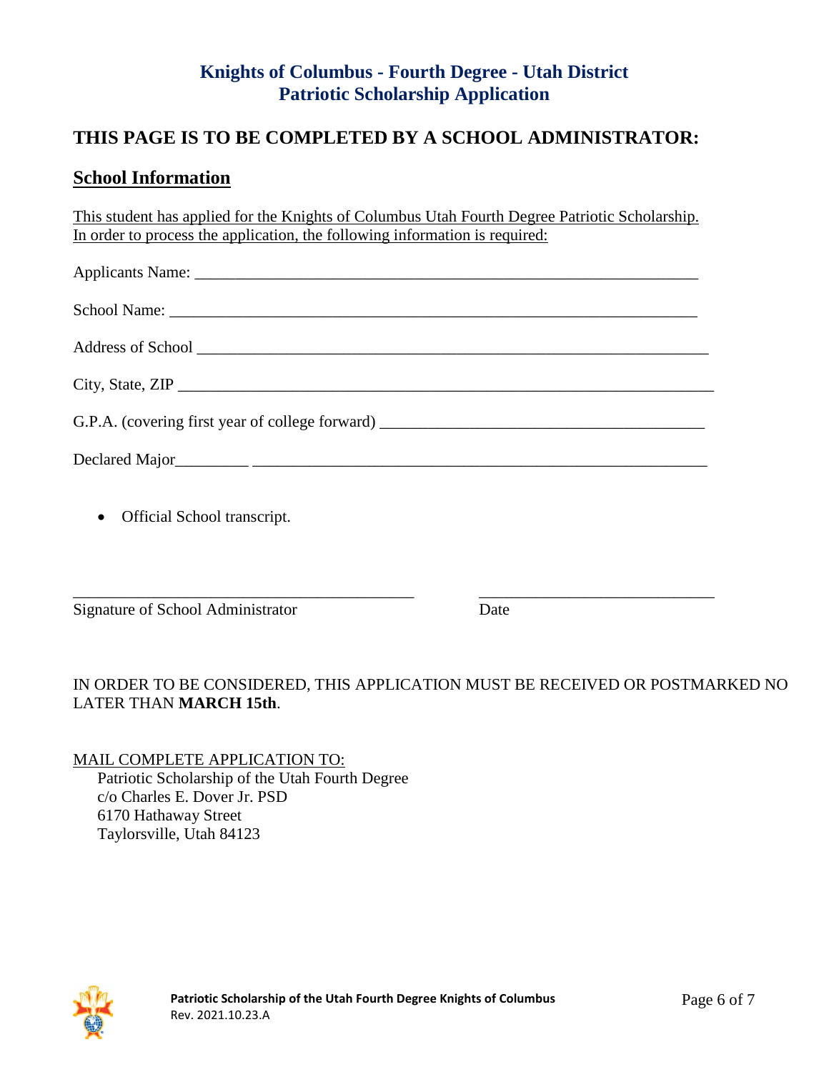# Knights of Columbus - Fourth Degree - Utah District
# Patriotic Scholarship Application

## THIS PAGE IS TO BE COMPLETED BY A SCHOOL ADMINISTRATOR:

### School Information

This student has applied for the Knights of Columbus Utah Fourth Degree Patriotic Scholarship. In order to process the application, the following information is required:

Applicants Name: ____________________________________________________________

School Name: ______________________________________________________________

Address of School ___________________________________________________________

City, State, ZIP _____________________________________________________________

G.P.A. (covering first year of college forward) ____________________________________

Declared Major_________ ___________________________________________________

- Official School transcript.

___________________________________________ ______________________________

Signature of School Administrator                     Date

IN ORDER TO BE CONSIDERED, THIS APPLICATION MUST BE RECEIVED OR POSTMARKED NO LATER THAN **MARCH 15th**.

MAIL COMPLETE APPLICATION TO:

Patriotic Scholarship of the Utah Fourth Degree
c/o Charles E. Dover Jr. PSD
6170 Hathaway Street
Taylorsville, Utah 84123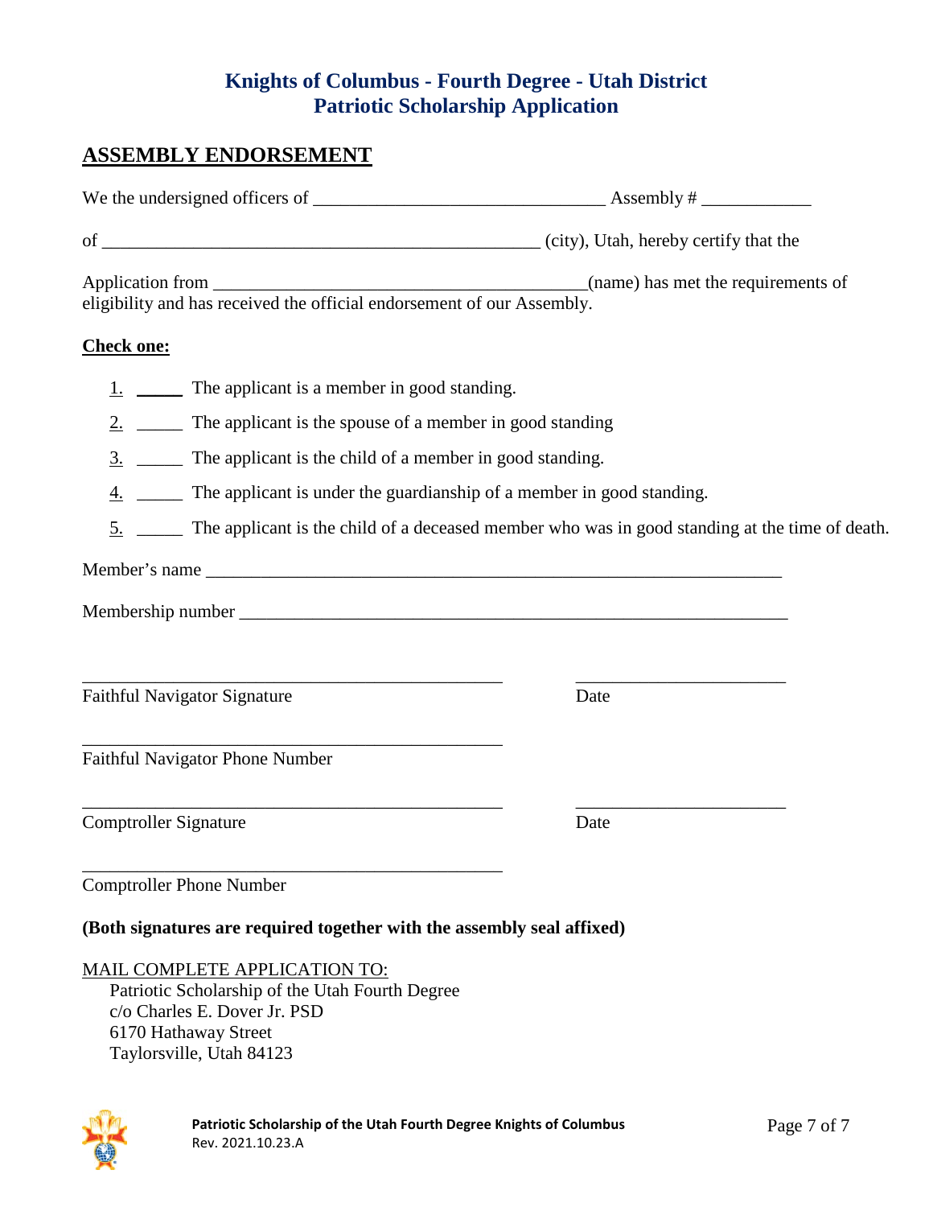**Knights of Columbus - Fourth Degree - Utah District**
**Patriotic Scholarship Application**

## ASSEMBLY ENDORSEMENT

We the undersigned officers of ________________________________ Assembly # ____________

of ________________________________________________ (city), Utah, hereby certify that the

Application from ________________________________________(name) has met the requirements of eligibility and has received the official endorsement of our Assembly.

**Check one:**

1. _____ The applicant is a member in good standing.
2. _____ The applicant is the spouse of a member in good standing
3. _____ The applicant is the child of a member in good standing.
4. _____ The applicant is under the guardianship of a member in good standing.
5. _____ The applicant is the child of a deceased member who was in good standing at the time of death.

Member's name ____________________________________________________________

Membership number _________________________________________________________

______________________________________________ ______________________

Faithful Navigator Signature Date

______________________________________________

Faithful Navigator Phone Number

______________________________________________ ______________________

Comptroller Signature Date

______________________________________________

Comptroller Phone Number

**(Both signatures are required together with the assembly seal affixed)**

MAIL COMPLETE APPLICATION TO:

Patriotic Scholarship of the Utah Fourth Degree
c/o Charles E. Dover Jr. PSD
6170 Hathaway Street
Taylorsville, Utah 84123